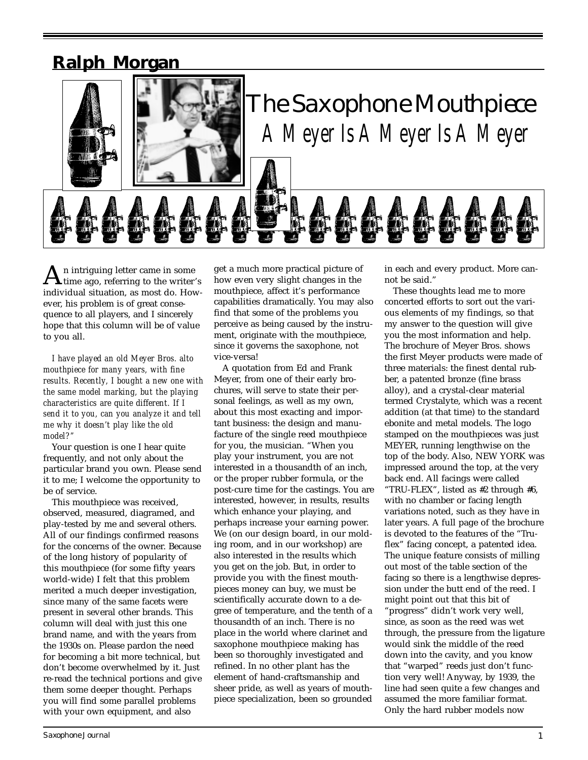## Ralph Morgan

# The Saxophone Mouthpiece

## A Meyer Is A Meyer Is A Meyer

An intriguing letter came in some time ago, referring to the writer's individual situation, as most do. However, his problem is of great consequence to all players, and I sincerely hope that this column will be of value to you all.

*I have played an old Meyer Bros. alto mouthpiece for many years, with fine results. Recently, I bought a new one with the same model marking, but the playing characteristics are quite different. If I send it to you, can you analyze it and tell me why it doesn't play like the old model?"*

Your question is one I hear quite frequently, and not only about the particular brand you own. Please send it to me; I welcome the opportunity to be of service.

This mouthpiece was received, observed, measured, diagramed, and play-tested by me and several others. All of our findings confirmed reasons for the concerns of the owner. Because of the long history of popularity of this mouthpiece (for some fifty years world-wide) I felt that this problem merited a much deeper investigation, since many of the same facets were present in several other brands. This column will deal with just this one brand name, and with the years from the 1930s on. Please pardon the need for becoming a bit more technical, but don't become overwhelmed by it. Just re-read the technical portions and give them some deeper thought. Perhaps you will find some parallel problems with your own equipment, and also get a much more practical picture of how even very slight changes in the mouthpiece, affect it's performance capabilities dramatically. You may also find that some of the problems you perceive as being caused by the instrument, originate with the mouthpiece, since it governs the saxophone, not vice-versa!

A quotation from Ed and Frank Meyer, from one of their early brochures, will serve to state their personal feelings, as well as my own, about this most exacting and important business: the design and manufacture of the single reed mouthpiece for you, the musician. "When you play your instrument, you are not interested in a thousandth of an inch, or the proper rubber formula, or the post-cure time for the castings. You are interested, however, in results, results which enhance your playing, and perhaps increase your earning power. We (on our design board, in our molding room, and in our workshop) are also interested in the results which you get on the job. But, in order to provide you with the finest mouthpieces money can buy, we must be scientifically accurate down to a degree of temperature, and the tenth of a thousandth of an inch. There is no place in the world where clarinet and saxophone mouthpiece making has been so thoroughly investigated and refined. In no other plant has the element of hand-craftsmanship and sheer pride, as well as years of mouthpiece specialization, been so grounded in each and every product. More cannot be said."

These thoughts lead me to more concerted efforts to sort out the various elements of my findings, so that my answer to the question will give you the most information and help. The brochure of Meyer Bros. shows the first Meyer products were made of three materials: the finest dental rubber, a patented bronze (fine brass alloy), and a crystal-clear material termed Crystalyte, which was a recent addition (at that time) to the standard ebonite and metal models. The logo stamped on the mouthpieces was just MEYER, running lengthwise on the top of the body. Also, NEW YORK was impressed around the top, at the very back end. All facings were called "TRU-FLEX", listed as #2 through #6, with no chamber or facing length variations noted, such as they have in later years. A full page of the brochure is devoted to the features of the "Tru-flex" facing concept, a patented idea. The unique feature consists of milling out most of the table section of the facing so there is a lengthwise depression under the butt end of the reed. I might point out that this bit of "progress" didn't work very well, since, as soon as the reed was wet through, the pressure from the ligature would sink the middle of the reed down into the cavity, and you know that "warped" reeds just don't function very well! Anyway, by 1939, the line had seen quite a few changes and assumed the more familiar format. Only the hard rubber models now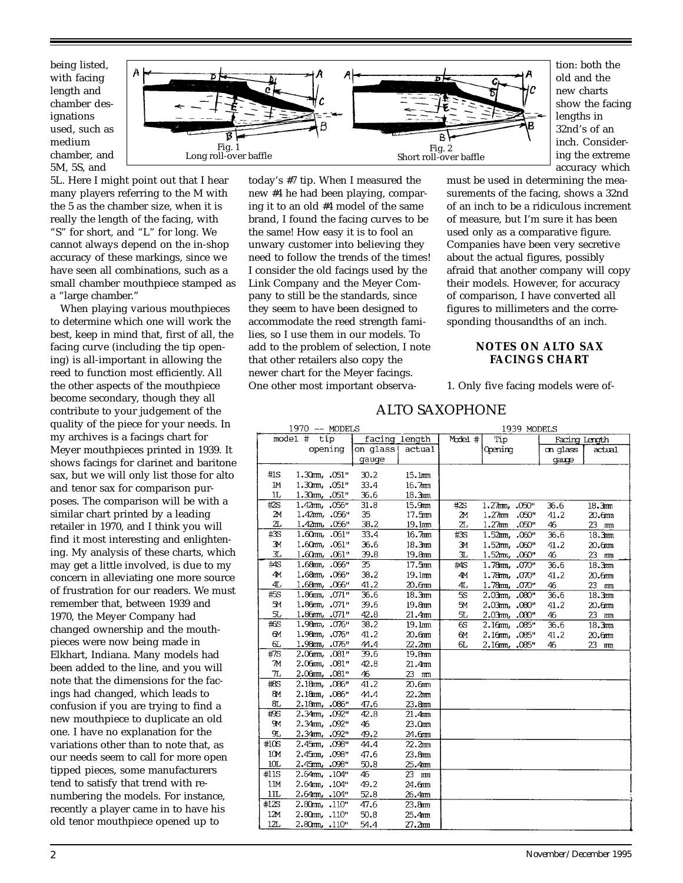being listed, with facing length and chamber designations used, such as medium chamber, and 5M, 5S, and 5L. Here I might point out that I hear many players referring to the M with the 5 as the chamber size, when it is really the length of the facing, with "S" for short, and "L" for long. We cannot always depend on the in-shop accuracy of these markings, since we have seen all combinations, such as a small chamber mouthpiece stamped as a "large chamber."

Fig. 1
Long roll-over baffle

Fig. 2
Short roll-over baffle

When playing various mouthpieces to determine which one will work the best, keep in mind that, first of all, the facing curve (including the tip opening) is all-important in allowing the reed to function most efficiently. All the other aspects of the mouthpiece become secondary, though they all contribute to your judgement of the quality of the piece for your needs. In my archives is a facings chart for Meyer mouthpieces printed in 1939. It shows facings for clarinet and baritone sax, but we will only list those for alto and tenor sax for comparison purposes. The comparison will be with a similar chart printed by a leading retailer in 1970, and I think you will find it most interesting and enlightening. My analysis of these charts, which may get a little involved, is due to my concern in alleviating one more source of frustration for our readers. We must remember that, between 1939 and 1970, the Meyer Company had changed ownership and the mouthpieces were now being made in Elkhart, Indiana. Many models had been added to the line, and you will note that the dimensions for the facings had changed, which leads to confusion if you are trying to find a new mouthpiece to duplicate an old one. I have no explanation for the variations other than to note that, as our needs seem to call for more open tipped pieces, some manufacturers tend to satisfy that trend with renumbering the models. For instance, recently a player came in to have his old tenor mouthpiece opened up to today's #7 tip. When I measured the new #4 he had been playing, comparing it to an old #4 model of the same brand, I found the facing curves to be the same! How easy it is to fool an unwary customer into believing they need to follow the trends of the times! I consider the old facings used by the Link Company and the Meyer Company to still be the standards, since they seem to have been designed to accommodate the reed strength families, so I use them in our models. To add to the problem of selection, I note that other retailers also copy the newer chart for the Meyer facings. One other most important observation: both the old and the new charts show the facing lengths in 32nd's of an inch. Considering the extreme accuracy which must be used in determining the measurements of the facing, shows a 32nd of an inch to be a ridiculous increment of measure, but I'm sure it has been used only as a comparative figure. Companies have been very secretive about the actual figures, possibly afraid that another company will copy their models. However, for accuracy of comparison, I have converted all figures to millimeters and the corresponding thousandths of an inch.

#### NOTES ON ALTO SAX FACINGS CHART

1. Only five facing models were of-

## ALTO SAXOPHONE

| 1970 -- MODELS | | | | 1939 MODELS | | | |
|---|---|---|---|---|---|---|---|
| model # | tip opening | facing length on glass gauge | facing length actual | Model # | Tip Opening | Facing Length on glass gauge | Facing Length actual |
| #1S | 1.30mm, .051" | 30.2 | 15.1mm | | | | |
| 1M | 1.30mm, .051" | 33.4 | 16.7mm | | | | |
| 1L | 1.30mm, .051" | 36.6 | 18.3mm | | | | |
| #2S | 1.42mm, .056" | 31.8 | 15.9mm | #2S | 1.27mm, .050" | 36.6 | 18.3mm |
| 2M | 1.42mm, .056" | 35 | 17.5mm | 2M | 1.27mm .050" | 41.2 | 20.6mm |
| 2L | 1.42mm, .056" | 38.2 | 19.1mm | 2L | 1.27mm .050" | 46 | 23 mm |
| #3S | 1.60mm, .061" | 33.4 | 16.7mm | #3S | 1.52mm, .060" | 36.6 | 18.3mm |
| 3M | 1.60mm, .061" | 36.6 | 18.3mm | 3M | 1.52mm, .060" | 41.2 | 20.6mm |
| 3L | 1.60mm, .061" | 39.8 | 19.8mm | 3L | 1.52mm, .060" | 46 | 23 mm |
| #4S | 1.68mm, .066" | 35 | 17.5mm | #4S | 1.78mm, .070" | 36.6 | 18.3mm |
| 4M | 1.68mm, .066" | 38.2 | 19.1mm | 4M | 1.78mm, .070" | 41.2 | 20.6mm |
| 4L | 1.68mm, .066" | 41.2 | 20.6mm | 4L | 1.78mm, .070" | 46 | 23 mm |
| #5S | 1.86mm, .071" | 36.6 | 18.3mm | 5S | 2.03mm, .080" | 36.6 | 18.3mm |
| 5M | 1.86mm, .071" | 39.6 | 19.8mm | 5M | 2.03mm, .080" | 41.2 | 20.6mm |
| 5L | 1.86mm, .071" | 42.8 | 21.4mm | 5L | 2.03mm, .080" | 46 | 23 mm |
| #6S | 1.98mm, .076" | 38.2 | 19.1mm | 6S | 2.16mm, .085" | 36.6 | 18.3mm |
| 6M | 1.98mm, .076" | 41.2 | 20.6mm | 6M | 2.16mm, .085" | 41.2 | 20.6mm |
| 6L | 1.98mm, .076" | 44.4 | 22.2mm | 6L | 2.16mm, .085" | 46 | 23 mm |
| #7S | 2.06mm, .081" | 39.6 | 19.8mm | | | | |
| 7M | 2.06mm, .081" | 42.8 | 21.4mm | | | | |
| 7L | 2.06mm, .081" | 46 | 23 mm | | | | |
| #8S | 2.18mm, .086" | 41.2 | 20.6mm | | | | |
| 8M | 2.18mm, .086" | 44.4 | 22.2mm | | | | |
| 8L | 2.18mm, .086" | 47.6 | 23.8mm | | | | |
| #9S | 2.34mm, .092" | 42.8 | 21.4mm | | | | |
| 9M | 2.34mm, .092" | 46 | 23.0mm | | | | |
| 9L | 2.34mm, .092" | 49.2 | 24.6mm | | | | |
| #10S | 2.45mm, .098" | 44.4 | 22.2mm | | | | |
| 10M | 2.45mm, .098" | 47.6 | 23.8mm | | | | |
| 10L | 2.45mm, .098" | 50.8 | 25.4mm | | | | |
| #11S | 2.64mm, .104" | 46 | 23 mm | | | | |
| 11M | 2.64mm, .104" | 49.2 | 24.6mm | | | | |
| 11L | 2.64mm, .104" | 52.8 | 26.4mm | | | | |
| #12S | 2.80mm, .110" | 47.6 | 23.8mm | | | | |
| 12M | 2.80mm, .110" | 50.8 | 25.4mm | | | | |
| 12L | 2.80mm, .110" | 54.4 | 27.2mm | | | | |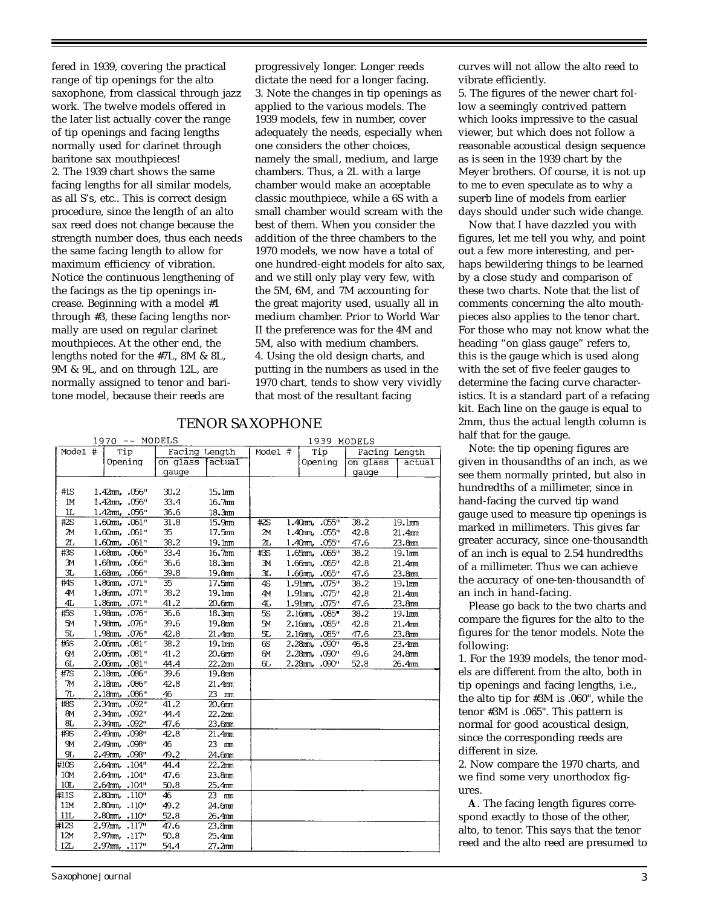fered in 1939, covering the practical range of tip openings for the alto saxophone, from classical through jazz work. The twelve models offered in the later list actually cover the range of tip openings and facing lengths normally used for clarinet through baritone sax mouthpieces!

2. The 1939 chart shows the same facing lengths for all similar models, as all S's, etc.. This is correct design procedure, since the length of an alto sax reed does not change because the strength number does, thus each needs the same facing length to allow for maximum efficiency of vibration. Notice the continuous lengthening of the facings as the tip openings increase. Beginning with a model #1 through #3, these facing lengths normally are used on regular clarinet mouthpieces. At the other end, the lengths noted for the #7L, 8M & 8L, 9M & 9L, and on through 12L, are normally assigned to tenor and baritone model, because their reeds are progressively longer. Longer reeds dictate the need for a longer facing.

3. Note the changes in tip openings as applied to the various models. The 1939 models, few in number, cover adequately the needs, especially when one considers the other choices, namely the small, medium, and large chambers. Thus, a 2L with a large chamber would make an acceptable classic mouthpiece, while a 6S with a small chamber would scream with the best of them. When you consider the addition of the three chambers to the 1970 models, we now have a total of one hundred-eight models for alto sax, and we still only play very few, with the 5M, 6M, and 7M accounting for the great majority used, usually all in medium chamber. Prior to World War II the preference was for the 4M and 5M, also with medium chambers.

4. Using the old design charts, and putting in the numbers as used in the 1970 chart, tends to show very vividly that most of the resultant facing curves will not allow the alto reed to vibrate efficiently.

5. The figures of the newer chart follow a seemingly contrived pattern which looks impressive to the casual viewer, but which does not follow a reasonable acoustical design sequence as is seen in the 1939 chart by the Meyer brothers. Of course, it is not up to me to even speculate as to why a superb line of models from earlier days should under such wide change.

## TENOR SAXOPHONE

| 1970 -- MODELS | | | | 1939 MODELS | | | |
|---|---|---|---|---|---|---|---|
| Model # | Tip Opening | Facing Length on glass gauge | Facing Length actual | Model # | Tip Opening | Facing Length on glass gauge | Facing Length actual |
| #1S | 1.42mm, .056" | 30.2 | 15.1mm | | | | |
| 1M | 1.42mm, .056" | 33.4 | 16.7mm | | | | |
| 1L | 1.42mm, .056" | 36.6 | 18.3mm | | | | |
| #2S | 1.60mm, .061" | 31.8 | 15.9mm | #2S | 1.40mm, .055" | 38.2 | 19.1mm |
| 2M | 1.60mm, .061" | 35 | 17.5mm | 2M | 1.40mm, .055" | 42.8 | 21.4mm |
| 2L | 1.60mm, .061" | 38.2 | 19.1mm | 2L | 1.40mm, .055" | 47.6 | 23.8mm |
| #3S | 1.68mm, .066" | 33.4 | 16.7mm | #3S | 1.65mm, .065" | 38.2 | 19.1mm |
| 3M | 1.68mm, .066" | 36.6 | 18.3mm | 3M | 1.66mm, .065" | 42.8 | 21.4mm |
| 3L | 1.68mm, .066" | 39.8 | 19.8mm | 3L | 1.66mm, .065" | 47.6 | 23.8mm |
| #4S | 1.86mm, .071" | 35 | 17.5mm | 4S | 1.91mm, .075" | 38.2 | 19.1mm |
| 4M | 1.86mm, .071" | 38.2 | 19.1mm | 4M | 1.91mm, .075" | 42.8 | 21.4mm |
| 4L | 1.86mm, .071" | 41.2 | 20.6mm | 4L | 1.91mm, .075" | 47.6 | 23.8mm |
| #5S | 1.98mm, .076" | 36.6 | 18.3mm | 5S | 2.16mm, .085" | 38.2 | 19.1mm |
| 5M | 1.98mm, .076" | 39.6 | 19.8mm | 5M | 2.16mm, .085" | 42.8 | 21.4mm |
| 5L | 1.98mm, .076" | 42.8 | 21.4mm | 5L | 2.16mm, .085" | 47.6 | 23.8mm |
| #6S | 2.06mm, .081" | 38.2 | 19.1mm | 6S | 2.28mm, .090" | 46.8 | 23.4mm |
| 6M | 2.06mm, .081" | 41.2 | 20.6mm | 6M | 2.28mm, .090" | 49.6 | 24.8mm |
| 6L | 2.06mm, .081" | 44.4 | 22.2mm | 6L | 2.28mm, .090" | 52.8 | 26.4mm |
| #7S | 2.18mm, .086" | 39.6 | 19.8mm | | | | |
| 7M | 2.18mm, .086" | 42.8 | 21.4mm | | | | |
| 7L | 2.18mm, .086" | 46 | 23 mm | | | | |
| #8S | 2.34mm, .092" | 41.2 | 20.6mm | | | | |
| 8M | 2.34mm, .092" | 44.4 | 22.2mm | | | | |
| 8L | 2.34mm, .092" | 47.6 | 23.6mm | | | | |
| #9S | 2.49mm, .098" | 42.8 | 21.4mm | | | | |
| 9M | 2.49mm, .098" | 46 | 23 mm | | | | |
| 9L | 2.49mm, .098" | 49.2 | 24.6mm | | | | |
| #10S | 2.64mm, .104" | 44.4 | 22.2mm | | | | |
| 10M | 2.64mm, .104" | 47.6 | 23.8mm | | | | |
| 10L | 2.64mm, .104" | 50.8 | 25.4mm | | | | |
| #11S | 2.80mm, .110" | 46 | 23 mm | | | | |
| 11M | 2.80mm, .110" | 49.2 | 24.6mm | | | | |
| 11L | 2.80mm, .110" | 52.8 | 26.4mm | | | | |
| #12S | 2.97mm, .117" | 47.6 | 23.8mm | | | | |
| 12M | 2.97mm, .117" | 50.8 | 25.4mm | | | | |
| 12L | 2.97mm, .117" | 54.4 | 27.2mm | | | | |

Now that I have dazzled you with figures, let me tell you why, and point out a few more interesting, and perhaps bewildering things to be learned by a close study and comparison of these two charts. Note that the list of comments concerning the alto mouthpieces also applies to the tenor chart. For those who may not know what the heading "on glass gauge" refers to, this is the gauge which is used along with the set of five feeler gauges to determine the facing curve characteristics. It is a standard part of a refacing kit. Each line on the gauge is equal to 2mm, thus the actual length column is half that for the gauge.

Note: the tip opening figures are given in thousandths of an inch, as we see them normally printed, but also in hundredths of a millimeter, since in hand-facing the curved tip wand gauge used to measure tip openings is marked in millimeters. This gives far greater accuracy, since one-thousandth of an inch is equal to 2.54 hundredths of a millimeter. Thus we can achieve the accuracy of one-ten-thousandth of an inch in hand-facing.

Please go back to the two charts and compare the figures for the alto to the figures for the tenor models. Note the following:

1. For the 1939 models, the tenor models are different from the alto, both in tip openings and facing lengths, i.e., the alto tip for #3M is .060", while the tenor #3M is .065". This pattern is normal for good acoustical design, since the corresponding reeds are different in size.

2. Now compare the 1970 charts, and we find some very unorthodox figures.

**A**. The facing length figures correspond exactly to those of the other, alto, to tenor. This says that the tenor reed and the alto reed are presumed to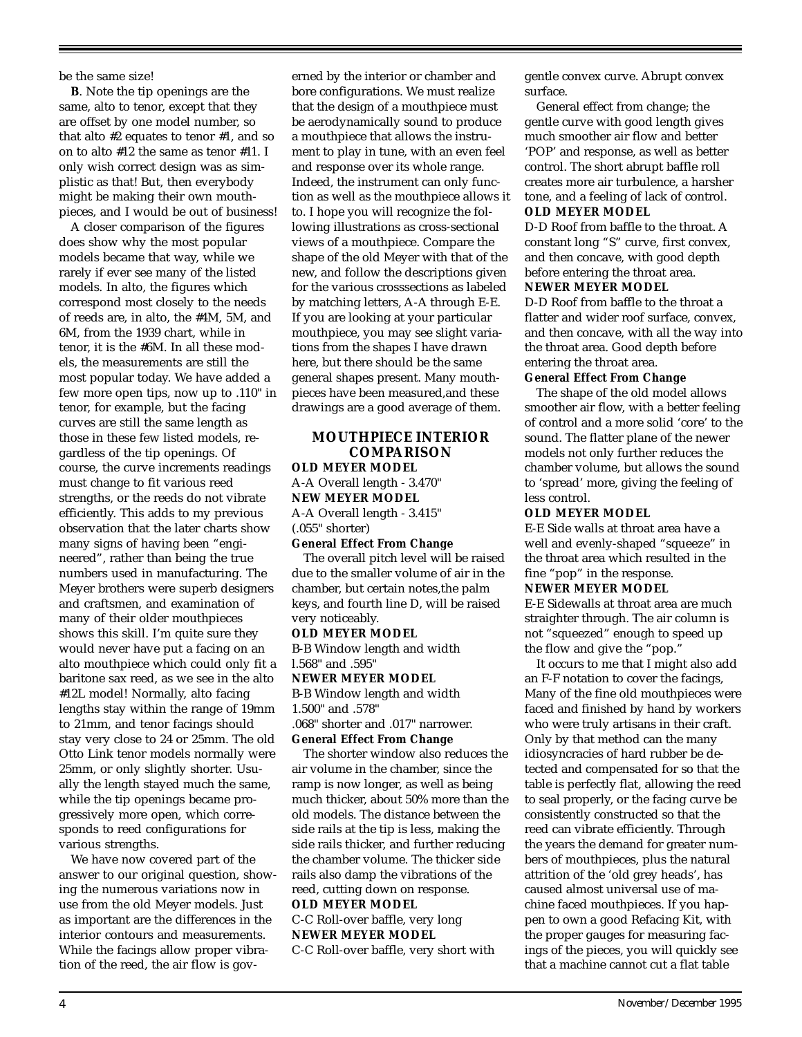be the same size!

**B**. Note the tip openings are the same, alto to tenor, except that they are offset by one model number, so that alto #2 equates to tenor #1, and so on to alto #12 the same as tenor #11. I only wish correct design was as simplistic as that! But, then everybody might be making their own mouthpieces, and I would be out of business!

A closer comparison of the figures does show why the most popular models became that way, while we rarely if ever see many of the listed models. In alto, the figures which correspond most closely to the needs of reeds are, in alto, the #4M, 5M, and 6M, from the 1939 chart, while in tenor, it is the #6M. In all these models, the measurements are still the most popular today. We have added a few more open tips, now up to .110" in tenor, for example, but the facing curves are still the same length as those in these few listed models, regardless of the tip openings. Of course, the curve increments readings must change to fit various reed strengths, or the reeds do not vibrate efficiently. This adds to my previous observation that the later charts show many signs of having been "engineered", rather than being the true numbers used in manufacturing. The Meyer brothers were superb designers and craftsmen, and examination of many of their older mouthpieces shows this skill. I'm quite sure they would never have put a facing on an alto mouthpiece which could only fit a baritone sax reed, as we see in the alto #12L model! Normally, alto facing lengths stay within the range of 19mm to 21mm, and tenor facings should stay very close to 24 or 25mm. The old Otto Link tenor models normally were 25mm, or only slightly shorter. Usually the length stayed much the same, while the tip openings became progressively more open, which corresponds to reed configurations for various strengths.

We have now covered part of the answer to our original question, showing the numerous variations now in use from the old Meyer models. Just as important are the differences in the interior contours and measurements. While the facings allow proper vibration of the reed, the air flow is governed by the interior or chamber and bore configurations. We must realize that the design of a mouthpiece must be aerodynamically sound to produce a mouthpiece that allows the instrument to play in tune, with an even feel and response over its whole range. Indeed, the instrument can only function as well as the mouthpiece allows it to. I hope you will recognize the following illustrations as cross-sectional views of a mouthpiece. Compare the shape of the old Meyer with that of the new, and follow the descriptions given for the various crosssections as labeled by matching letters, A-A through E-E. If you are looking at your particular mouthpiece, you may see slight variations from the shapes I have drawn here, but there should be the same general shapes present. Many mouthpieces have been measured,and these drawings are a good average of them.

## MOUTHPIECE INTERIOR COMPARISON

**OLD MEYER MODEL**

A-A Overall length - 3.470"

**NEW MEYER MODEL**

A-A Overall length - 3.415" (.055" shorter)

**General Effect From Change**

The overall pitch level will be raised due to the smaller volume of air in the chamber, but certain notes,the palm keys, and fourth line D, will be raised very noticeably.

**OLD MEYER MODEL**

B-B Window length and width l.568" and .595"

**NEWER MEYER MODEL**

B-B Window length and width 1.500" and .578"
.068" shorter and .017" narrower.

**General Effect From Change**

The shorter window also reduces the air volume in the chamber, since the ramp is now longer, as well as being much thicker, about 50% more than the old models. The distance between the side rails at the tip is less, making the side rails thicker, and further reducing the chamber volume. The thicker side rails also damp the vibrations of the reed, cutting down on response.

**OLD MEYER MODEL**

C-C Roll-over baffle, very long

**NEWER MEYER MODEL**

C-C Roll-over baffle, very short with gentle convex curve. Abrupt convex surface.

General effect from change; the gentle curve with good length gives much smoother air flow and better 'POP' and response, as well as better control. The short abrupt baffle roll creates more air turbulence, a harsher tone, and a feeling of lack of control.

**OLD MEYER MODEL**

D-D Roof from baffle to the throat. A constant long "S" curve, first convex, and then concave, with good depth before entering the throat area.

**NEWER MEYER MODEL**

D-D Roof from baffle to the throat a flatter and wider roof surface, convex, and then concave, with all the way into the throat area. Good depth before entering the throat area.

**General Effect From Change**

The shape of the old model allows smoother air flow, with a better feeling of control and a more solid 'core' to the sound. The flatter plane of the newer models not only further reduces the chamber volume, but allows the sound to 'spread' more, giving the feeling of less control.

**OLD MEYER MODEL**

E-E Side walls at throat area have a well and evenly-shaped "squeeze" in the throat area which resulted in the fine "pop" in the response.

**NEWER MEYER MODEL**

E-E Sidewalls at throat area are much straighter through. The air column is not "squeezed" enough to speed up the flow and give the "pop."

It occurs to me that I might also add an F-F notation to cover the facings, Many of the fine old mouthpieces were faced and finished by hand by workers who were truly artisans in their craft. Only by that method can the many idiosyncracies of hard rubber be detected and compensated for so that the table is perfectly flat, allowing the reed to seal properly, or the facing curve be consistently constructed so that the reed can vibrate efficiently. Through the years the demand for greater numbers of mouthpieces, plus the natural attrition of the 'old grey heads', has caused almost universal use of machine faced mouthpieces. If you happen to own a good Refacing Kit, with the proper gauges for measuring facings of the pieces, you will quickly see that a machine cannot cut a flat table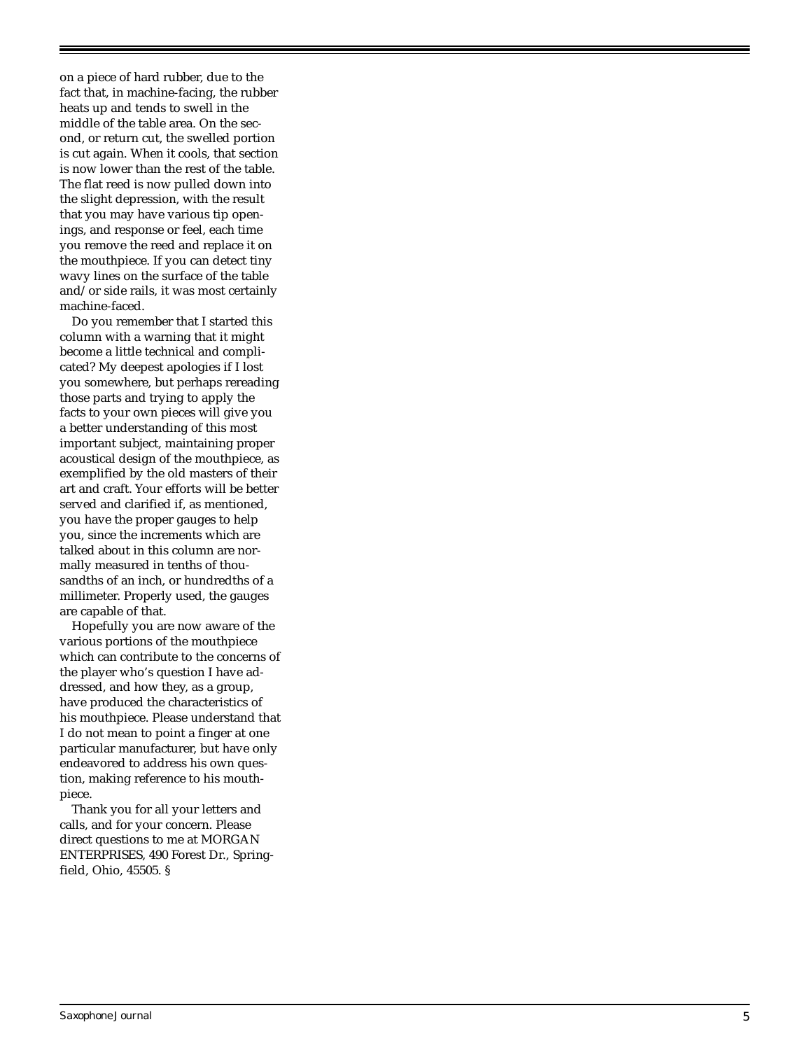on a piece of hard rubber, due to the fact that, in machine-facing, the rubber heats up and tends to swell in the middle of the table area. On the second, or return cut, the swelled portion is cut again. When it cools, that section is now lower than the rest of the table. The flat reed is now pulled down into the slight depression, with the result that you may have various tip openings, and response or feel, each time you remove the reed and replace it on the mouthpiece. If you can detect tiny wavy lines on the surface of the table and/or side rails, it was most certainly machine-faced.

Do you remember that I started this column with a warning that it might become a little technical and complicated? My deepest apologies if I lost you somewhere, but perhaps rereading those parts and trying to apply the facts to your own pieces will give you a better understanding of this most important subject, maintaining proper acoustical design of the mouthpiece, as exemplified by the old masters of their art and craft. Your efforts will be better served and clarified if, as mentioned, you have the proper gauges to help you, since the increments which are talked about in this column are normally measured in tenths of thousandths of an inch, or hundredths of a millimeter. Properly used, the gauges are capable of that.

Hopefully you are now aware of the various portions of the mouthpiece which can contribute to the concerns of the player who's question I have addressed, and how they, as a group, have produced the characteristics of his mouthpiece. Please understand that I do not mean to point a finger at one particular manufacturer, but have only endeavored to address his own question, making reference to his mouthpiece.

Thank you for all your letters and calls, and for your concern. Please direct questions to me at MORGAN ENTERPRISES, 490 Forest Dr., Springfield, Ohio, 45505. §